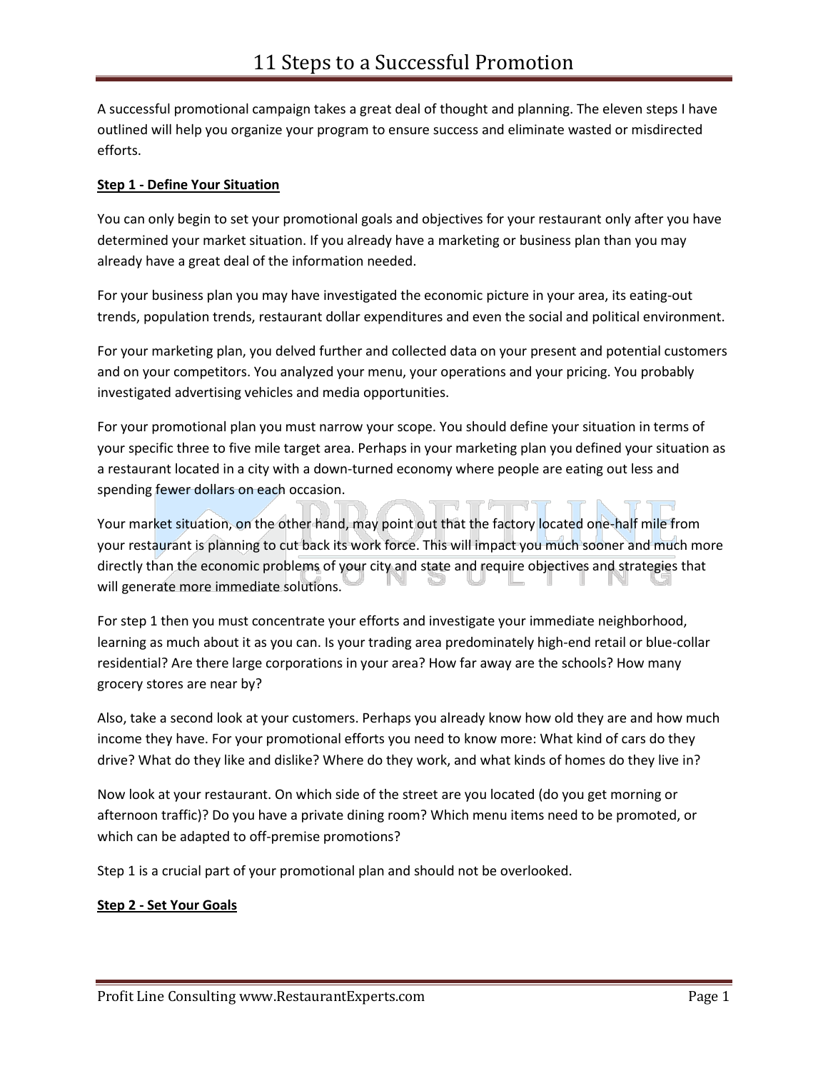# 11 Steps to a Successful Promotion

A successful promotional campaign takes a great deal of thought and planning. The eleven steps I have outlined will help you organize your program to ensure success and eliminate wasted or misdirected efforts.

**Step 1 - Define Your Situation**

You can only begin to set your promotional goals and objectives for your restaurant only after you have determined your market situation. If you already have a marketing or business plan than you may already have a great deal of the information needed.

For your business plan you may have investigated the economic picture in your area, its eating-out trends, population trends, restaurant dollar expenditures and even the social and political environment.

For your marketing plan, you delved further and collected data on your present and potential customers and on your competitors. You analyzed your menu, your operations and your pricing. You probably investigated advertising vehicles and media opportunities.

For your promotional plan you must narrow your scope. You should define your situation in terms of your specific three to five mile target area. Perhaps in your marketing plan you defined your situation as a restaurant located in a city with a down-turned economy where people are eating out less and spending fewer dollars on each occasion.

Your market situation, on the other hand, may point out that the factory located one-half mile from your restaurant is planning to cut back its work force. This will impact you much sooner and much more directly than the economic problems of your city and state and require objectives and strategies that will generate more immediate solutions.

For step 1 then you must concentrate your efforts and investigate your immediate neighborhood, learning as much about it as you can. Is your trading area predominately high-end retail or blue-collar residential? Are there large corporations in your area? How far away are the schools? How many grocery stores are near by?

Also, take a second look at your customers. Perhaps you already know how old they are and how much income they have. For your promotional efforts you need to know more: What kind of cars do they drive? What do they like and dislike? Where do they work, and what kinds of homes do they live in?

Now look at your restaurant. On which side of the street are you located (do you get morning or afternoon traffic)? Do you have a private dining room? Which menu items need to be promoted, or which can be adapted to off-premise promotions?

Step 1 is a crucial part of your promotional plan and should not be overlooked.

**Step 2 - Set Your Goals**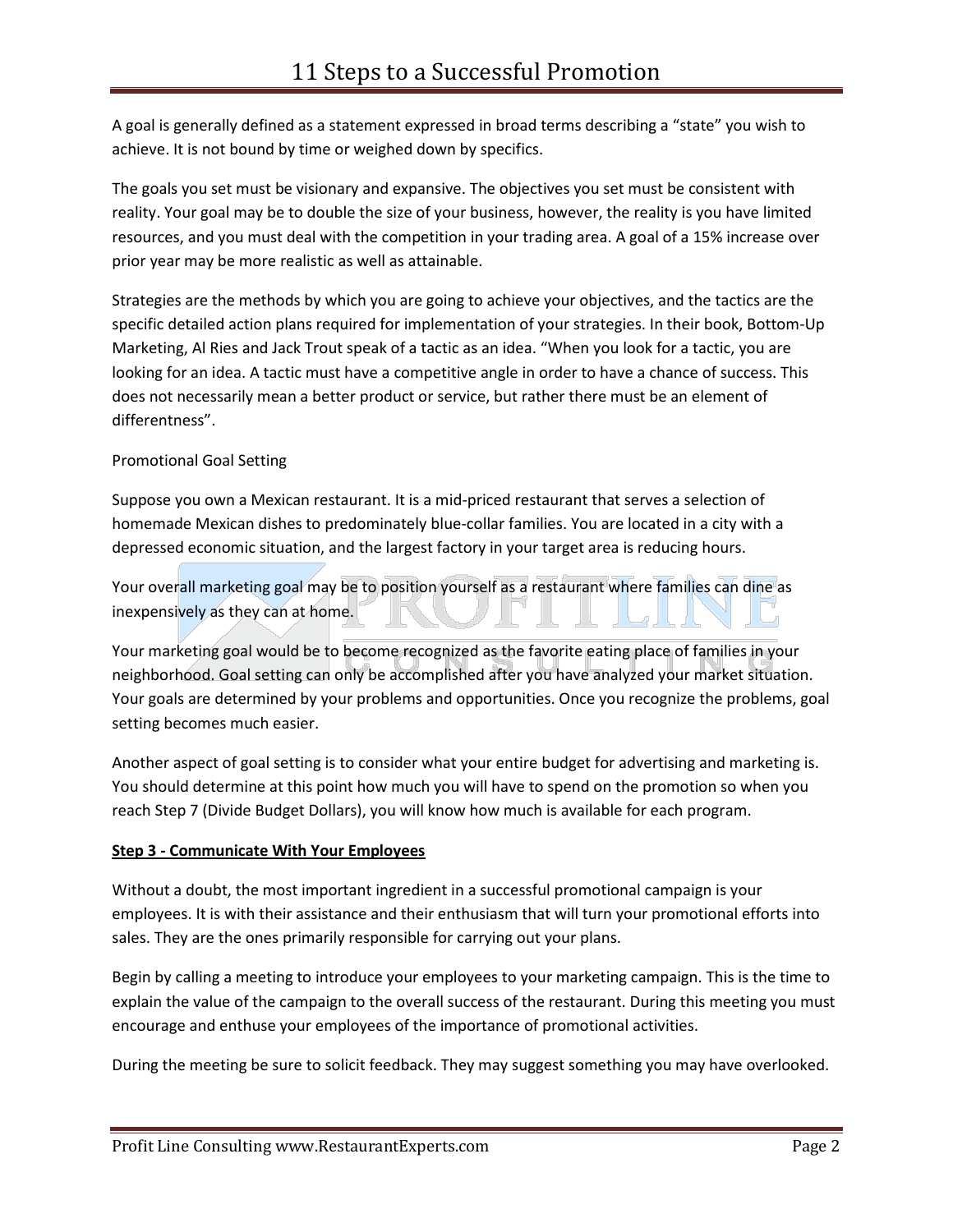A goal is generally defined as a statement expressed in broad terms describing a "state" you wish to achieve. It is not bound by time or weighed down by specifics.

The goals you set must be visionary and expansive. The objectives you set must be consistent with reality. Your goal may be to double the size of your business, however, the reality is you have limited resources, and you must deal with the competition in your trading area. A goal of a 15% increase over prior year may be more realistic as well as attainable.

Strategies are the methods by which you are going to achieve your objectives, and the tactics are the specific detailed action plans required for implementation of your strategies. In their book, Bottom-Up Marketing, Al Ries and Jack Trout speak of a tactic as an idea. "When you look for a tactic, you are looking for an idea. A tactic must have a competitive angle in order to have a chance of success. This does not necessarily mean a better product or service, but rather there must be an element of differentness".

Promotional Goal Setting

Suppose you own a Mexican restaurant. It is a mid-priced restaurant that serves a selection of homemade Mexican dishes to predominately blue-collar families. You are located in a city with a depressed economic situation, and the largest factory in your target area is reducing hours.

Your overall marketing goal may be to position yourself as a restaurant where families can dine as inexpensively as they can at home.

Your marketing goal would be to become recognized as the favorite eating place of families in your neighborhood. Goal setting can only be accomplished after you have analyzed your market situation. Your goals are determined by your problems and opportunities. Once you recognize the problems, goal setting becomes much easier.

Another aspect of goal setting is to consider what your entire budget for advertising and marketing is. You should determine at this point how much you will have to spend on the promotion so when you reach Step 7 (Divide Budget Dollars), you will know how much is available for each program.

**Step 3 - Communicate With Your Employees**

Without a doubt, the most important ingredient in a successful promotional campaign is your employees. It is with their assistance and their enthusiasm that will turn your promotional efforts into sales. They are the ones primarily responsible for carrying out your plans.

Begin by calling a meeting to introduce your employees to your marketing campaign. This is the time to explain the value of the campaign to the overall success of the restaurant. During this meeting you must encourage and enthuse your employees of the importance of promotional activities.

During the meeting be sure to solicit feedback. They may suggest something you may have overlooked.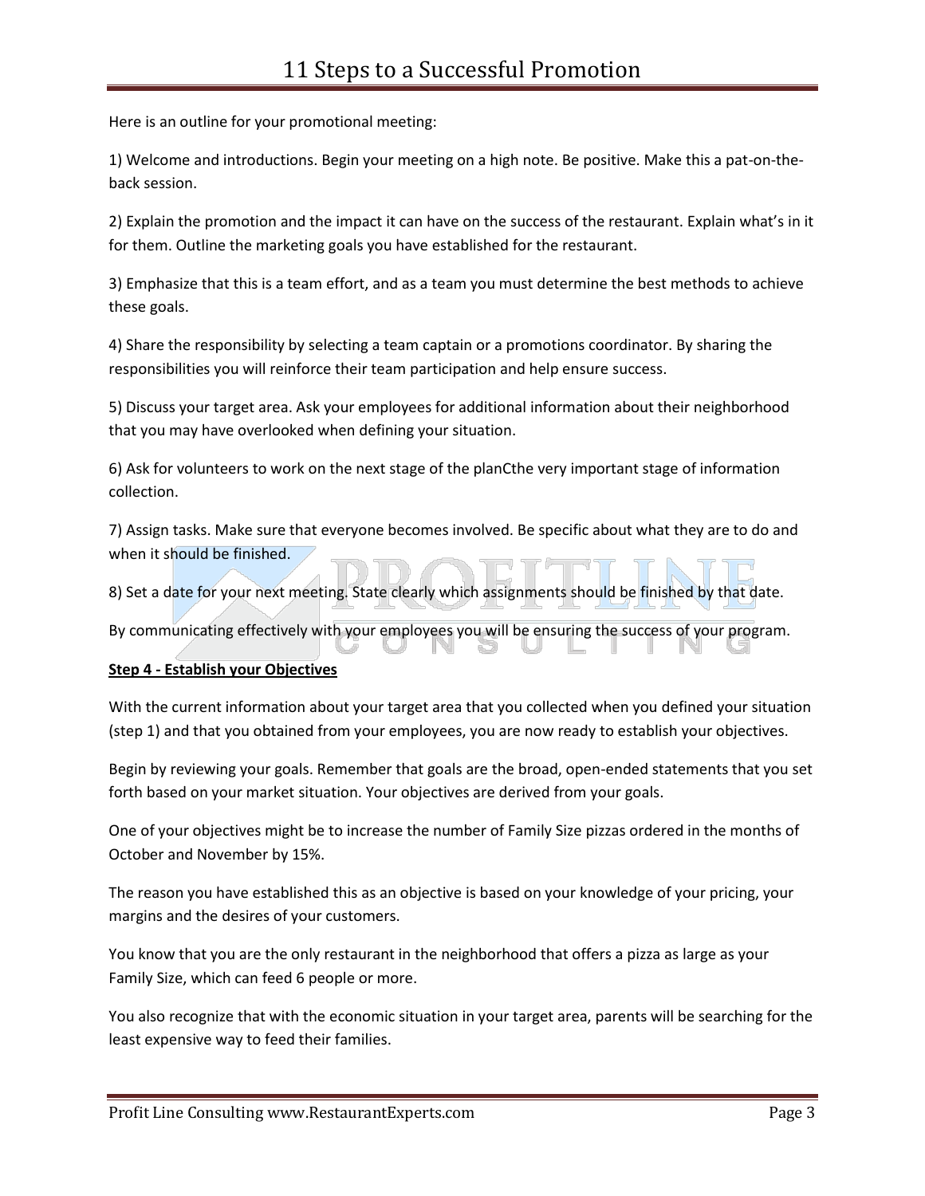Here is an outline for your promotional meeting:

1) Welcome and introductions. Begin your meeting on a high note. Be positive. Make this a pat-on-the-back session.

2) Explain the promotion and the impact it can have on the success of the restaurant. Explain what's in it for them. Outline the marketing goals you have established for the restaurant.

3) Emphasize that this is a team effort, and as a team you must determine the best methods to achieve these goals.

4) Share the responsibility by selecting a team captain or a promotions coordinator. By sharing the responsibilities you will reinforce their team participation and help ensure success.

5) Discuss your target area. Ask your employees for additional information about their neighborhood that you may have overlooked when defining your situation.

6) Ask for volunteers to work on the next stage of the planCthe very important stage of information collection.

7) Assign tasks. Make sure that everyone becomes involved. Be specific about what they are to do and when it should be finished.

8) Set a date for your next meeting. State clearly which assignments should be finished by that date.

By communicating effectively with your employees you will be ensuring the success of your program.

**Step 4 - Establish your Objectives**

With the current information about your target area that you collected when you defined your situation (step 1) and that you obtained from your employees, you are now ready to establish your objectives.

Begin by reviewing your goals. Remember that goals are the broad, open-ended statements that you set forth based on your market situation. Your objectives are derived from your goals.

One of your objectives might be to increase the number of Family Size pizzas ordered in the months of October and November by 15%.

The reason you have established this as an objective is based on your knowledge of your pricing, your margins and the desires of your customers.

You know that you are the only restaurant in the neighborhood that offers a pizza as large as your Family Size, which can feed 6 people or more.

You also recognize that with the economic situation in your target area, parents will be searching for the least expensive way to feed their families.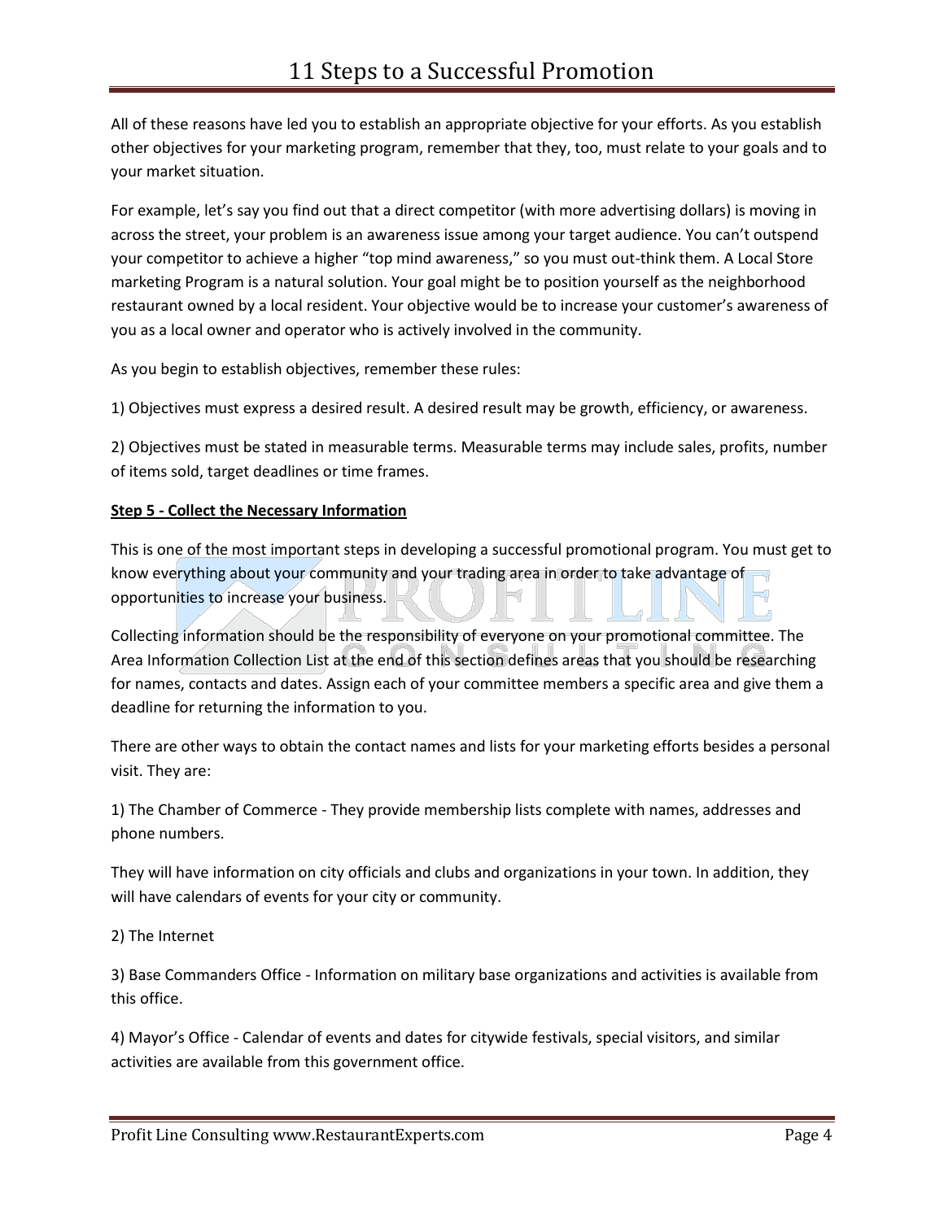All of these reasons have led you to establish an appropriate objective for your efforts. As you establish other objectives for your marketing program, remember that they, too, must relate to your goals and to your market situation.

For example, let's say you find out that a direct competitor (with more advertising dollars) is moving in across the street, your problem is an awareness issue among your target audience. You can't outspend your competitor to achieve a higher "top mind awareness," so you must out-think them. A Local Store marketing Program is a natural solution. Your goal might be to position yourself as the neighborhood restaurant owned by a local resident. Your objective would be to increase your customer's awareness of you as a local owner and operator who is actively involved in the community.

As you begin to establish objectives, remember these rules:

1) Objectives must express a desired result. A desired result may be growth, efficiency, or awareness.

2) Objectives must be stated in measurable terms. Measurable terms may include sales, profits, number of items sold, target deadlines or time frames.

**Step 5 - Collect the Necessary Information**

This is one of the most important steps in developing a successful promotional program. You must get to know everything about your community and your trading area in order to take advantage of opportunities to increase your business.

Collecting information should be the responsibility of everyone on your promotional committee. The Area Information Collection List at the end of this section defines areas that you should be researching for names, contacts and dates. Assign each of your committee members a specific area and give them a deadline for returning the information to you.

There are other ways to obtain the contact names and lists for your marketing efforts besides a personal visit. They are:

1) The Chamber of Commerce - They provide membership lists complete with names, addresses and phone numbers.

They will have information on city officials and clubs and organizations in your town. In addition, they will have calendars of events for your city or community.

2) The Internet

3) Base Commanders Office - Information on military base organizations and activities is available from this office.

4) Mayor's Office - Calendar of events and dates for citywide festivals, special visitors, and similar activities are available from this government office.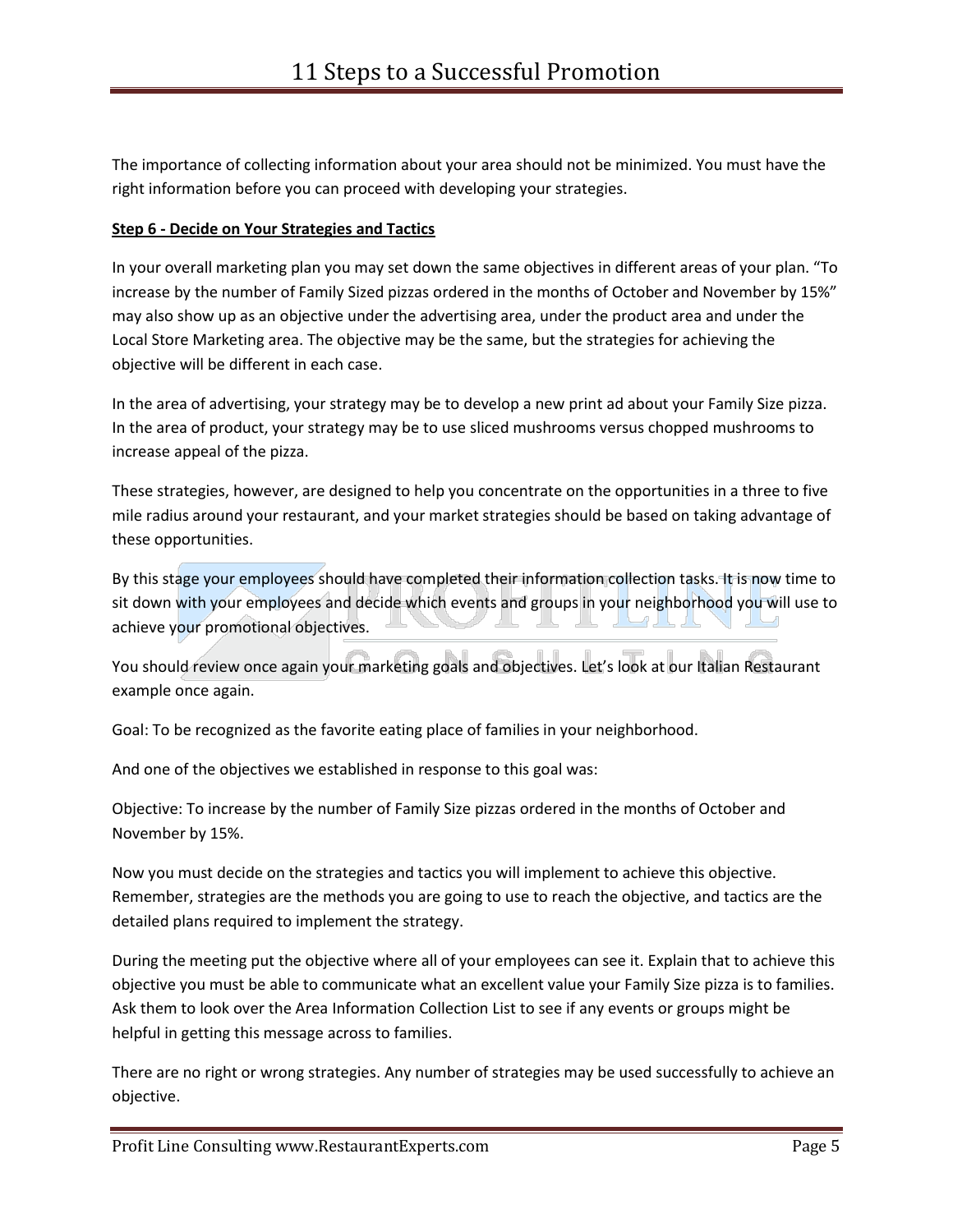The importance of collecting information about your area should not be minimized. You must have the right information before you can proceed with developing your strategies.

**Step 6 - Decide on Your Strategies and Tactics**

In your overall marketing plan you may set down the same objectives in different areas of your plan. "To increase by the number of Family Sized pizzas ordered in the months of October and November by 15%" may also show up as an objective under the advertising area, under the product area and under the Local Store Marketing area. The objective may be the same, but the strategies for achieving the objective will be different in each case.

In the area of advertising, your strategy may be to develop a new print ad about your Family Size pizza. In the area of product, your strategy may be to use sliced mushrooms versus chopped mushrooms to increase appeal of the pizza.

These strategies, however, are designed to help you concentrate on the opportunities in a three to five mile radius around your restaurant, and your market strategies should be based on taking advantage of these opportunities.

By this stage your employees should have completed their information collection tasks. It is now time to sit down with your employees and decide which events and groups in your neighborhood you will use to achieve your promotional objectives.

You should review once again your marketing goals and objectives. Let's look at our Italian Restaurant example once again.

Goal: To be recognized as the favorite eating place of families in your neighborhood.

And one of the objectives we established in response to this goal was:

Objective: To increase by the number of Family Size pizzas ordered in the months of October and November by 15%.

Now you must decide on the strategies and tactics you will implement to achieve this objective. Remember, strategies are the methods you are going to use to reach the objective, and tactics are the detailed plans required to implement the strategy.

During the meeting put the objective where all of your employees can see it. Explain that to achieve this objective you must be able to communicate what an excellent value your Family Size pizza is to families. Ask them to look over the Area Information Collection List to see if any events or groups might be helpful in getting this message across to families.

There are no right or wrong strategies. Any number of strategies may be used successfully to achieve an objective.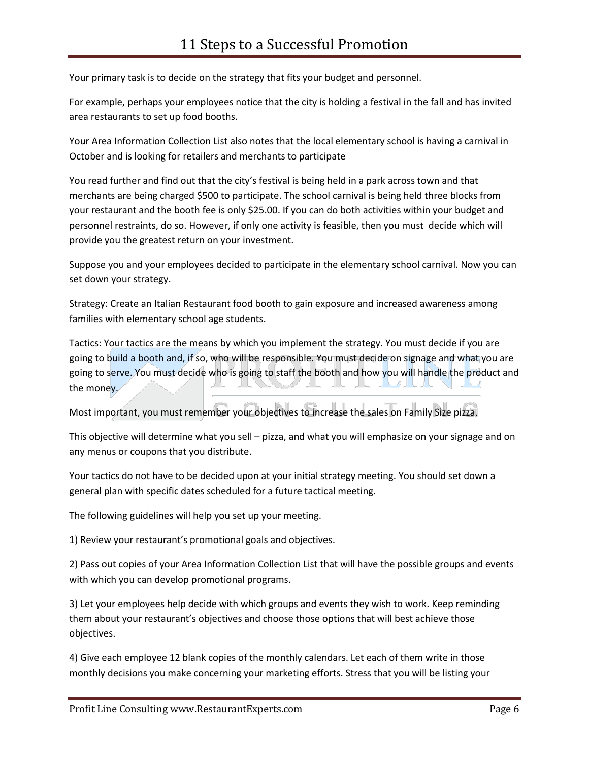Your primary task is to decide on the strategy that fits your budget and personnel.

For example, perhaps your employees notice that the city is holding a festival in the fall and has invited area restaurants to set up food booths.

Your Area Information Collection List also notes that the local elementary school is having a carnival in October and is looking for retailers and merchants to participate

You read further and find out that the city's festival is being held in a park across town and that merchants are being charged $500 to participate. The school carnival is being held three blocks from your restaurant and the booth fee is only $25.00. If you can do both activities within your budget and personnel restraints, do so. However, if only one activity is feasible, then you must decide which will provide you the greatest return on your investment.

Suppose you and your employees decided to participate in the elementary school carnival. Now you can set down your strategy.

Strategy: Create an Italian Restaurant food booth to gain exposure and increased awareness among families with elementary school age students.

Tactics: Your tactics are the means by which you implement the strategy. You must decide if you are going to build a booth and, if so, who will be responsible. You must decide on signage and what you are going to serve. You must decide who is going to staff the booth and how you will handle the product and the money.

Most important, you must remember your objectives to increase the sales on Family Size pizza.

This objective will determine what you sell – pizza, and what you will emphasize on your signage and on any menus or coupons that you distribute.

Your tactics do not have to be decided upon at your initial strategy meeting. You should set down a general plan with specific dates scheduled for a future tactical meeting.

The following guidelines will help you set up your meeting.

1) Review your restaurant's promotional goals and objectives.

2) Pass out copies of your Area Information Collection List that will have the possible groups and events with which you can develop promotional programs.

3) Let your employees help decide with which groups and events they wish to work. Keep reminding them about your restaurant's objectives and choose those options that will best achieve those objectives.

4) Give each employee 12 blank copies of the monthly calendars. Let each of them write in those monthly decisions you make concerning your marketing efforts. Stress that you will be listing your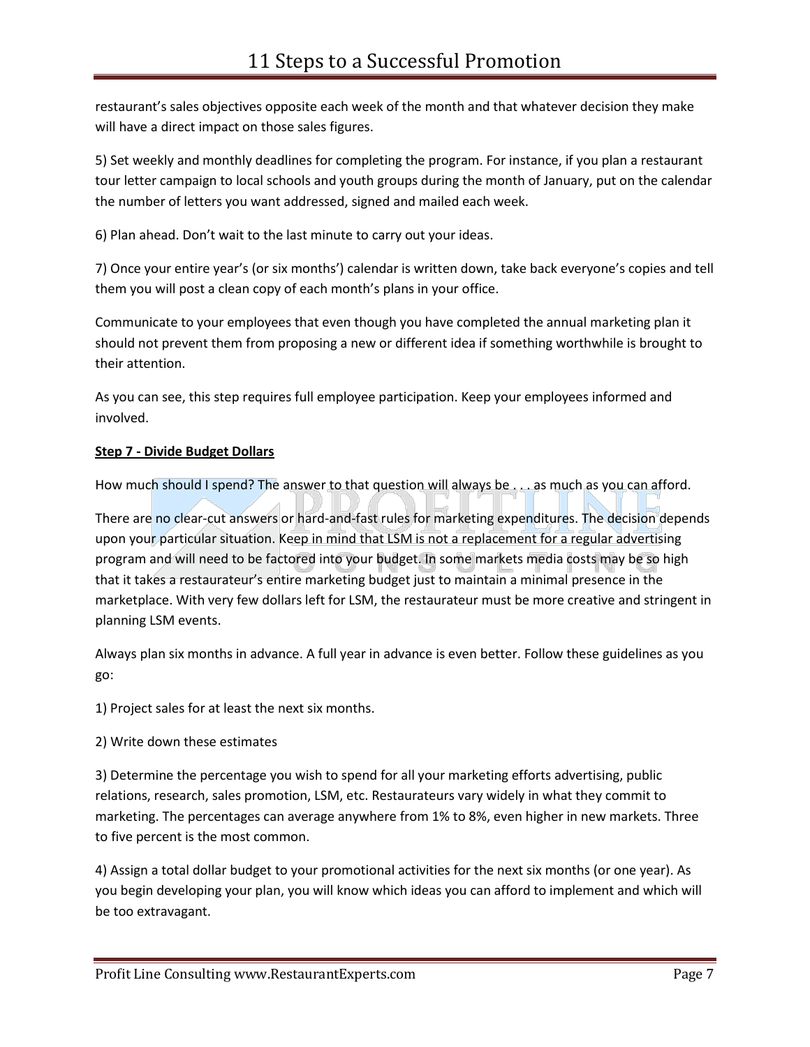restaurant's sales objectives opposite each week of the month and that whatever decision they make will have a direct impact on those sales figures.

5) Set weekly and monthly deadlines for completing the program. For instance, if you plan a restaurant tour letter campaign to local schools and youth groups during the month of January, put on the calendar the number of letters you want addressed, signed and mailed each week.

6) Plan ahead. Don't wait to the last minute to carry out your ideas.

7) Once your entire year's (or six months') calendar is written down, take back everyone's copies and tell them you will post a clean copy of each month's plans in your office.

Communicate to your employees that even though you have completed the annual marketing plan it should not prevent them from proposing a new or different idea if something worthwhile is brought to their attention.

As you can see, this step requires full employee participation. Keep your employees informed and involved.

**Step 7 - Divide Budget Dollars**

How much should I spend? The answer to that question will always be . . . as much as you can afford.

There are no clear-cut answers or hard-and-fast rules for marketing expenditures. The decision depends upon your particular situation. Keep in mind that LSM is not a replacement for a regular advertising program and will need to be factored into your budget. In some markets media costs may be so high that it takes a restaurateur's entire marketing budget just to maintain a minimal presence in the marketplace. With very few dollars left for LSM, the restaurateur must be more creative and stringent in planning LSM events.

Always plan six months in advance. A full year in advance is even better. Follow these guidelines as you go:

1) Project sales for at least the next six months.

2) Write down these estimates

3) Determine the percentage you wish to spend for all your marketing efforts advertising, public relations, research, sales promotion, LSM, etc. Restaurateurs vary widely in what they commit to marketing. The percentages can average anywhere from 1% to 8%, even higher in new markets. Three to five percent is the most common.

4) Assign a total dollar budget to your promotional activities for the next six months (or one year). As you begin developing your plan, you will know which ideas you can afford to implement and which will be too extravagant.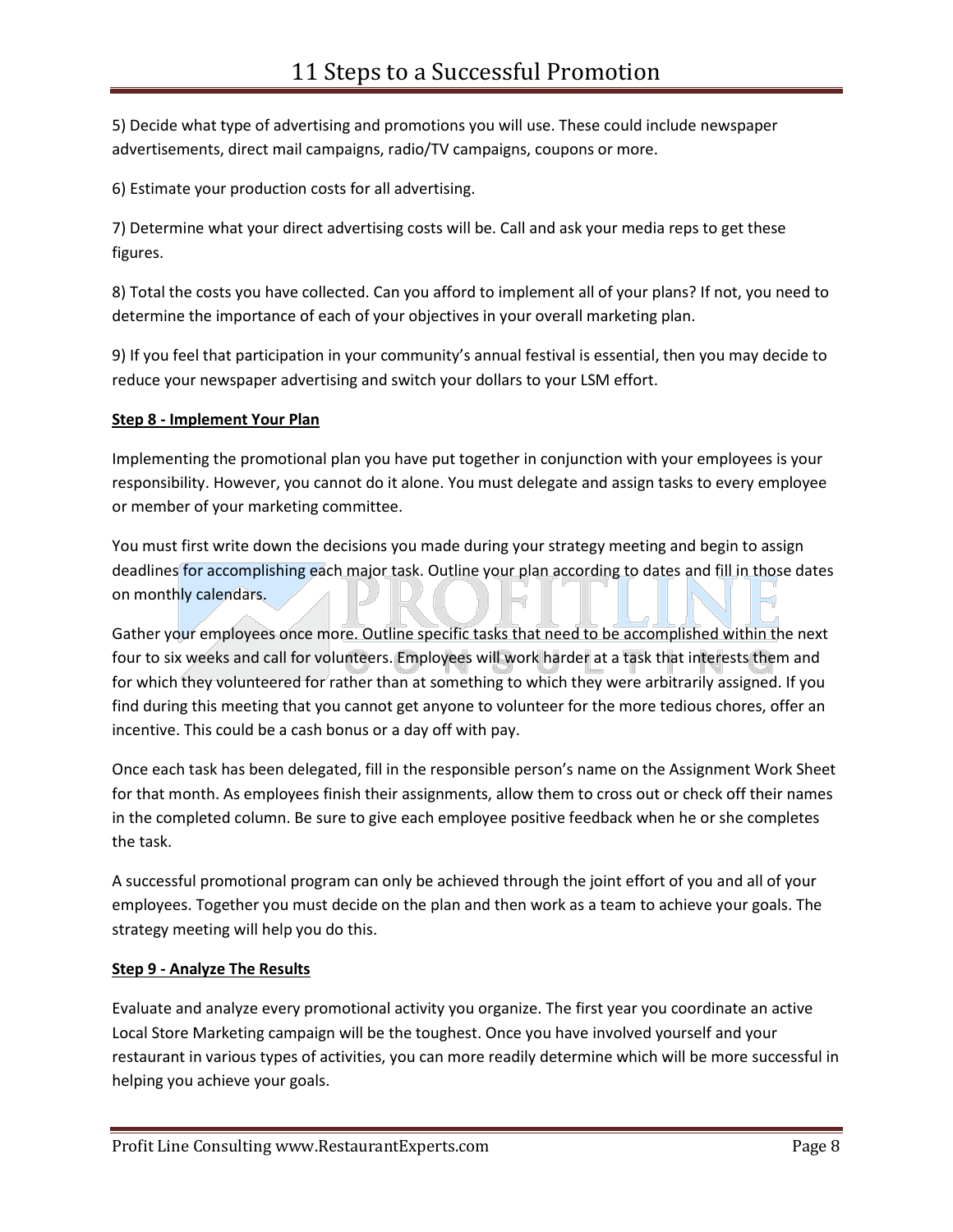5) Decide what type of advertising and promotions you will use. These could include newspaper advertisements, direct mail campaigns, radio/TV campaigns, coupons or more.

6) Estimate your production costs for all advertising.

7) Determine what your direct advertising costs will be. Call and ask your media reps to get these figures.

8) Total the costs you have collected. Can you afford to implement all of your plans? If not, you need to determine the importance of each of your objectives in your overall marketing plan.

9) If you feel that participation in your community's annual festival is essential, then you may decide to reduce your newspaper advertising and switch your dollars to your LSM effort.

**Step 8 - Implement Your Plan**

Implementing the promotional plan you have put together in conjunction with your employees is your responsibility. However, you cannot do it alone. You must delegate and assign tasks to every employee or member of your marketing committee.

You must first write down the decisions you made during your strategy meeting and begin to assign deadlines for accomplishing each major task. Outline your plan according to dates and fill in those dates on monthly calendars.

Gather your employees once more. Outline specific tasks that need to be accomplished within the next four to six weeks and call for volunteers. Employees will work harder at a task that interests them and for which they volunteered for rather than at something to which they were arbitrarily assigned. If you find during this meeting that you cannot get anyone to volunteer for the more tedious chores, offer an incentive. This could be a cash bonus or a day off with pay.

Once each task has been delegated, fill in the responsible person's name on the Assignment Work Sheet for that month. As employees finish their assignments, allow them to cross out or check off their names in the completed column. Be sure to give each employee positive feedback when he or she completes the task.

A successful promotional program can only be achieved through the joint effort of you and all of your employees. Together you must decide on the plan and then work as a team to achieve your goals. The strategy meeting will help you do this.

**Step 9 - Analyze The Results**

Evaluate and analyze every promotional activity you organize. The first year you coordinate an active Local Store Marketing campaign will be the toughest. Once you have involved yourself and your restaurant in various types of activities, you can more readily determine which will be more successful in helping you achieve your goals.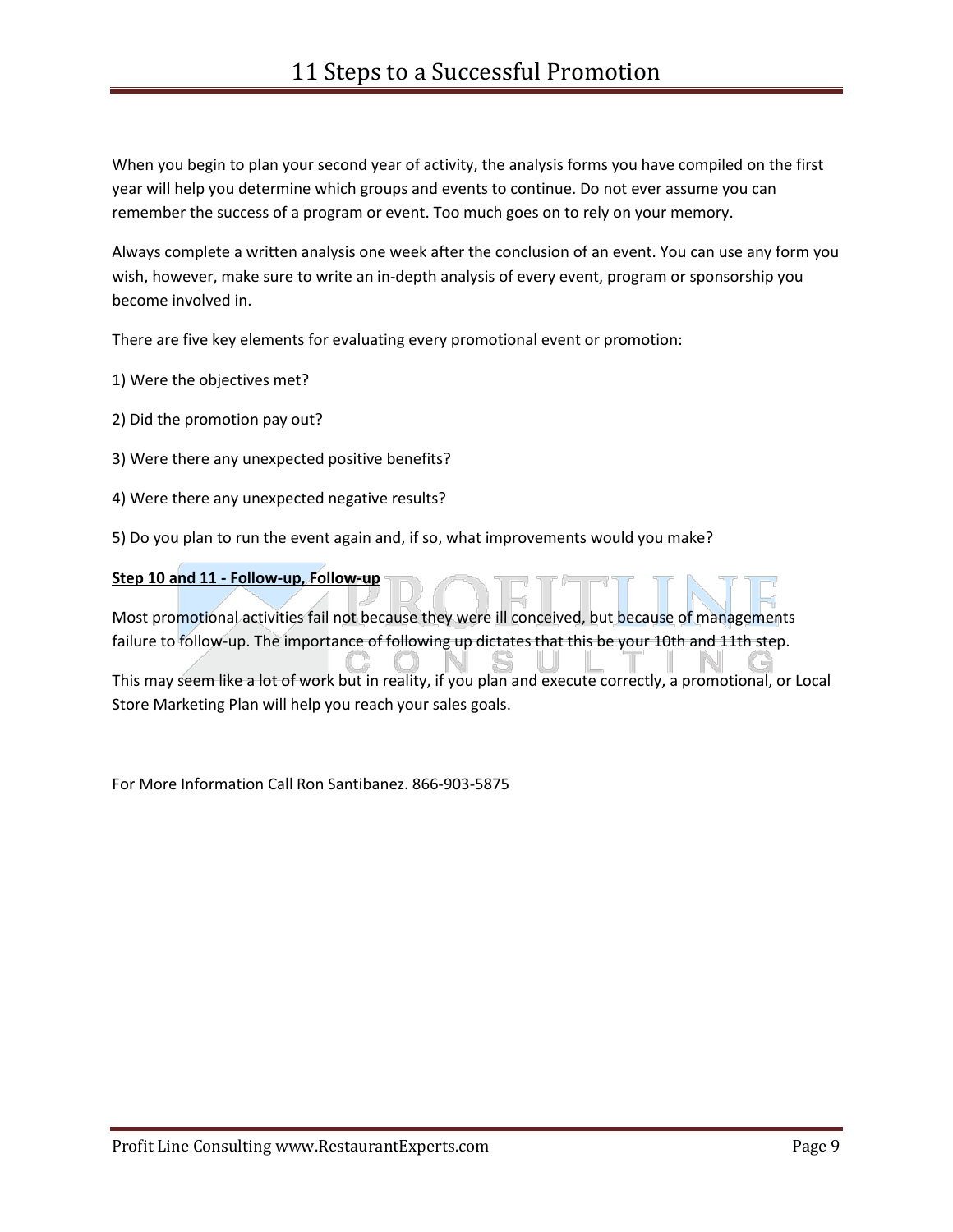When you begin to plan your second year of activity, the analysis forms you have compiled on the first year will help you determine which groups and events to continue. Do not ever assume you can remember the success of a program or event. Too much goes on to rely on your memory.

Always complete a written analysis one week after the conclusion of an event. You can use any form you wish, however, make sure to write an in-depth analysis of every event, program or sponsorship you become involved in.

There are five key elements for evaluating every promotional event or promotion:

1) Were the objectives met?

2) Did the promotion pay out?

3) Were there any unexpected positive benefits?

4) Were there any unexpected negative results?

5) Do you plan to run the event again and, if so, what improvements would you make?

**Step 10 and 11 - Follow-up, Follow-up**

Most promotional activities fail not because they were ill conceived, but because of managements failure to follow-up. The importance of following up dictates that this be your 10th and 11th step.

This may seem like a lot of work but in reality, if you plan and execute correctly, a promotional, or Local Store Marketing Plan will help you reach your sales goals.

For More Information Call Ron Santibanez. 866-903-5875